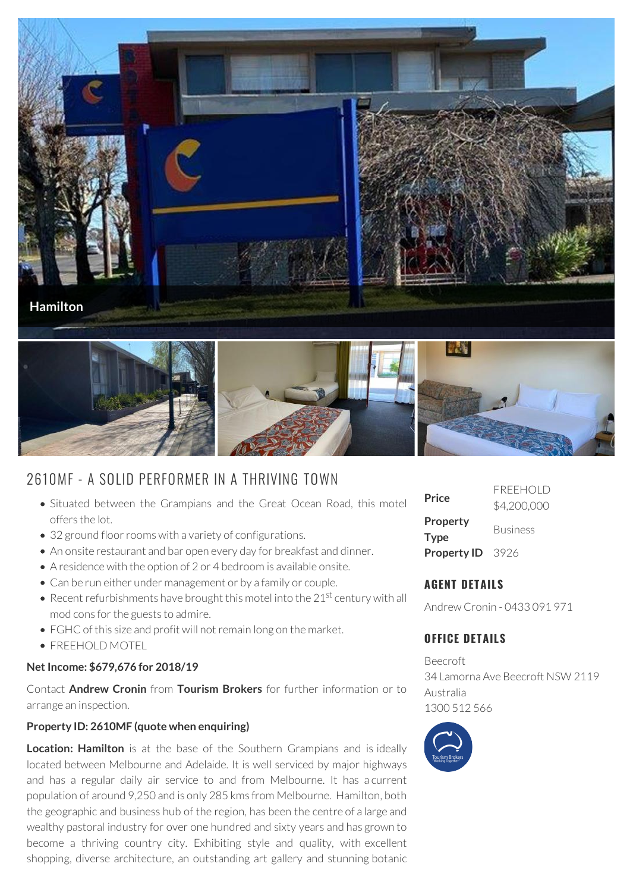Hamilton

# 2610MF - A SOLID PERFORMER IN A THRIVING TOWN

- Situated between the Grampians and the Great Ocean Road, this motel offers the lot.
- 32 ground floor rooms with a variety of configurations.
- An onsite restaurant and bar open every day for breakfast and dinner.
- A residence with the option of 2 or 4 bedroom is available onsite.
- Can be run either under management or by a family or couple.
- Recent refurbishments have brought this motel into the 21st century with all mod cons for the guests to admire.
- FGHC of this size and profit will not remain long on the market.
- FREEHOLD MOTEL

**Net Income: $679,676 for 2018/19**

Contact **Andrew Cronin** from **Tourism Brokers** for further information or to arrange an inspection.

**Property ID: 2610MF (quote when enquiring)**

**Location: Hamilton** is at the base of the Southern Grampians and is ideally located between Melbourne and Adelaide. It is well serviced by major highways and has a regular daily air service to and from Melbourne. It has a current population of around 9,250 and is only 285 kms from Melbourne. Hamilton, both the geographic and business hub of the region, has been the centre of a large and wealthy pastoral industry for over one hundred and sixty years and has grown to become a thriving country city. Exhibiting style and quality, with excellent shopping, diverse architecture, an outstanding art gallery and stunning botanic

| | |
|---|---|
| **Price** | FREEHOLD $4,200,000 |
| **Property Type** | Business |
| **Property ID** | 3926 |

## AGENT DETAILS

Andrew Cronin - 0433 091 971

## OFFICE DETAILS

Beecroft
34 Lamorna Ave Beecroft NSW 2119
Australia
1300 512 566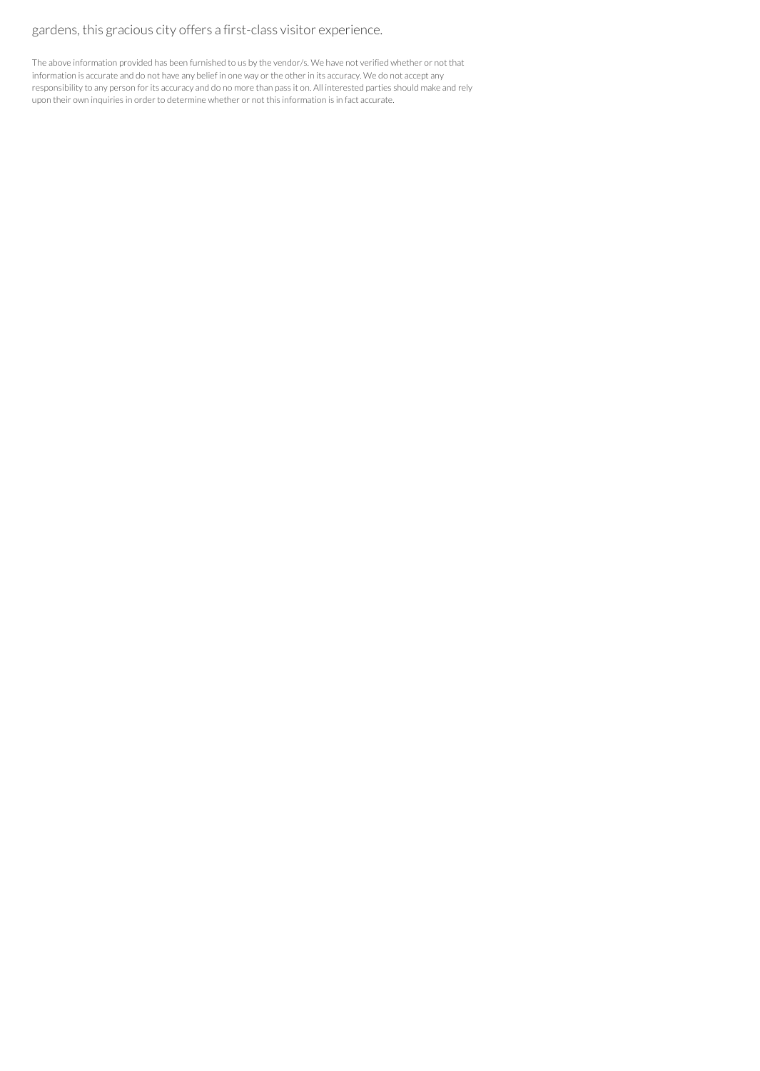gardens, this gracious city offers a first-class visitor experience.

The above information provided has been furnished to us by the vendor/s. We have not verified whether or not that information is accurate and do not have any belief in one way or the other in its accuracy. We do not accept any responsibility to any person for its accuracy and do no more than pass it on. All interested parties should make and rely upon their own inquiries in order to determine whether or not this information is in fact accurate.